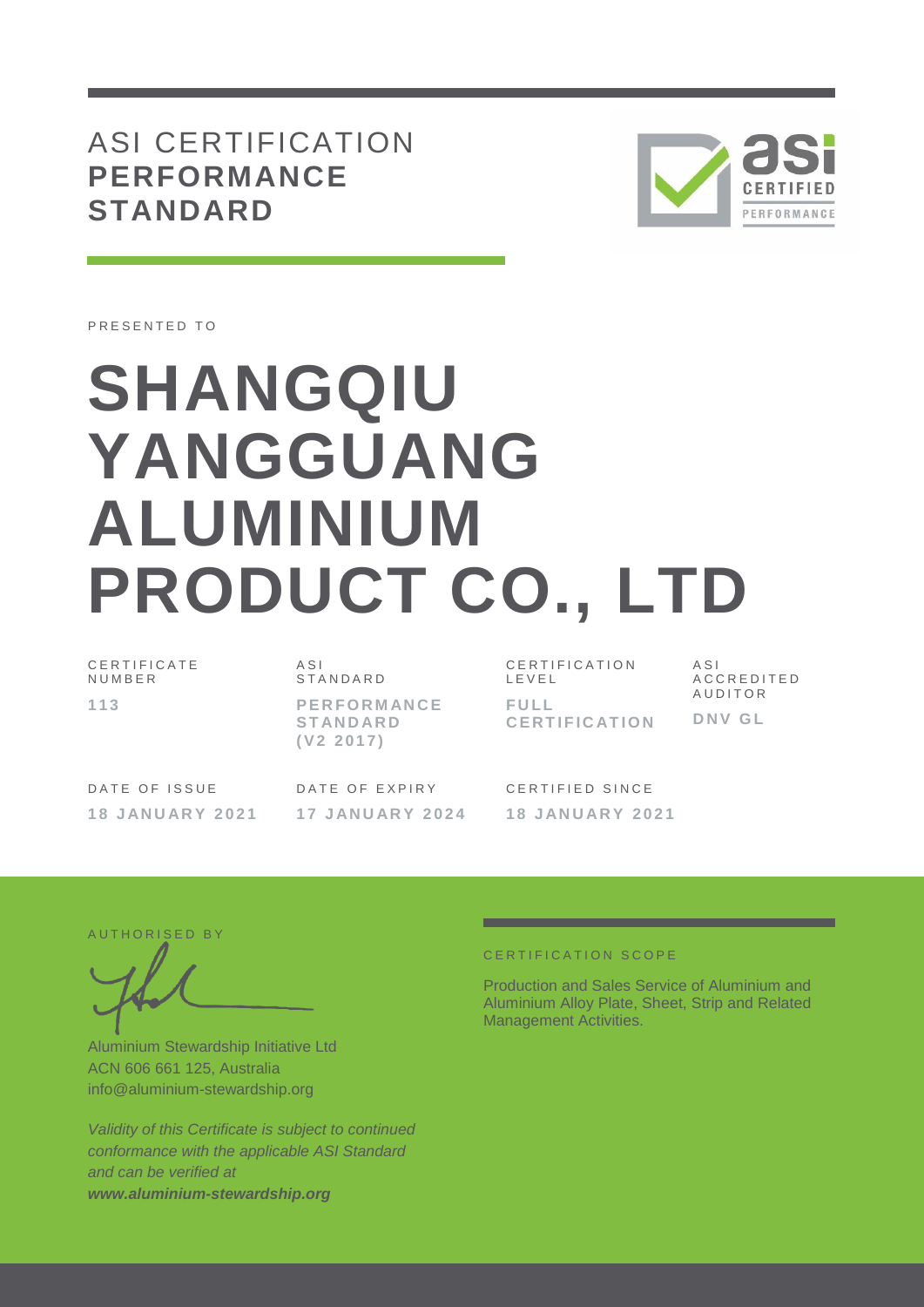# ASI CERTIFICATION **PERFORMANCE STANDARD**

PRESENTED TO

# SHANGQIU YANGGUANG ALUMINIUM PRODUCT CO., LTD

| CERTIFICATE NUMBER | ASI STANDARD | CERTIFICATION LEVEL | ASI ACCREDITED AUDITOR |
|---|---|---|---|
| **113** | **PERFORMANCE STANDARD (V2 2017)** | **FULL CERTIFICATION** | **DNV GL** |

| DATE OF ISSUE | DATE OF EXPIRY | CERTIFIED SINCE |
|---|---|---|
| **18 JANUARY 2021** | **17 JANUARY 2024** | **18 JANUARY 2021** |

AUTHORISED BY

Aluminium Stewardship Initiative Ltd
ACN 606 661 125, Australia
info@aluminium-stewardship.org

*Validity of this Certificate is subject to continued conformance with the applicable ASI Standard and can be verified at* ***www.aluminium-stewardship.org***

CERTIFICATION SCOPE

Production and Sales Service of Aluminium and Aluminium Alloy Plate, Sheet, Strip and Related Management Activities.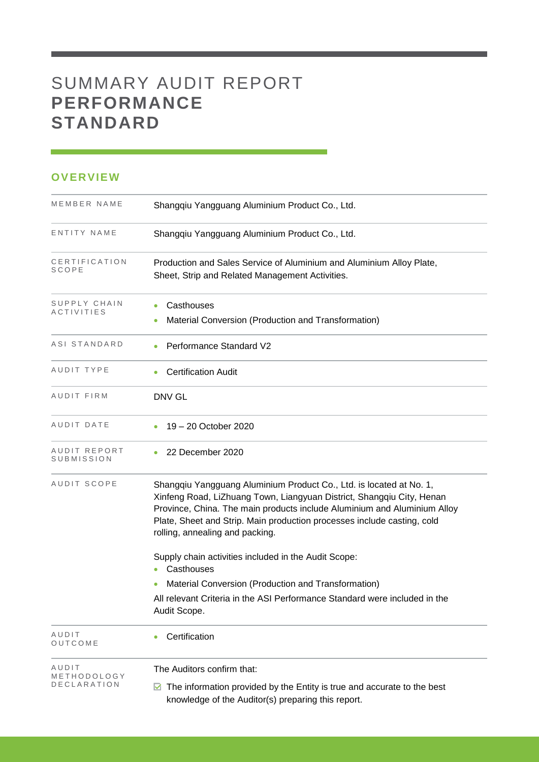# SUMMARY AUDIT REPORT **PERFORMANCE STANDARD**

## OVERVIEW

| | |
|---|---|
| MEMBER NAME | Shangqiu Yangguang Aluminium Product Co., Ltd. |
| ENTITY NAME | Shangqiu Yangguang Aluminium Product Co., Ltd. |
| CERTIFICATION SCOPE | Production and Sales Service of Aluminium and Aluminium Alloy Plate, Sheet, Strip and Related Management Activities. |
| SUPPLY CHAIN ACTIVITIES | • Casthouses<br>• Material Conversion (Production and Transformation) |
| ASI STANDARD | • Performance Standard V2 |
| AUDIT TYPE | • Certification Audit |
| AUDIT FIRM | DNV GL |
| AUDIT DATE | • 19 – 20 October 2020 |
| AUDIT REPORT SUBMISSION | • 22 December 2020 |
| AUDIT SCOPE | Shangqiu Yangguang Aluminium Product Co., Ltd. is located at No. 1, Xinfeng Road, LiZhuang Town, Liangyuan District, Shangqiu City, Henan Province, China. The main products include Aluminium and Aluminium Alloy Plate, Sheet and Strip. Main production processes include casting, cold rolling, annealing and packing.<br><br>Supply chain activities included in the Audit Scope:<br>• Casthouses<br>• Material Conversion (Production and Transformation)<br>All relevant Criteria in the ASI Performance Standard were included in the Audit Scope. |
| AUDIT OUTCOME | • Certification |
| AUDIT METHODOLOGY DECLARATION | The Auditors confirm that:<br>☑ The information provided by the Entity is true and accurate to the best knowledge of the Auditor(s) preparing this report. |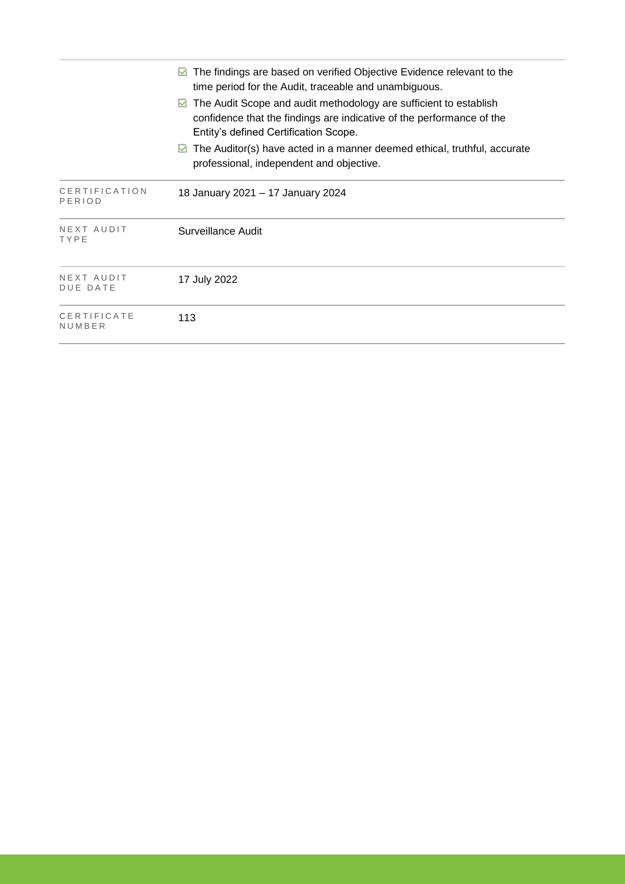| | |
|---|---|
| | ☑ The findings are based on verified Objective Evidence relevant to the time period for the Audit, traceable and unambiguous.<br>☑ The Audit Scope and audit methodology are sufficient to establish confidence that the findings are indicative of the performance of the Entity's defined Certification Scope.<br>☑ The Auditor(s) have acted in a manner deemed ethical, truthful, accurate professional, independent and objective. |
| CERTIFICATION PERIOD | 18 January 2021 – 17 January 2024 |
| NEXT AUDIT TYPE | Surveillance Audit |
| NEXT AUDIT DUE DATE | 17 July 2022 |
| CERTIFICATE NUMBER | 113 |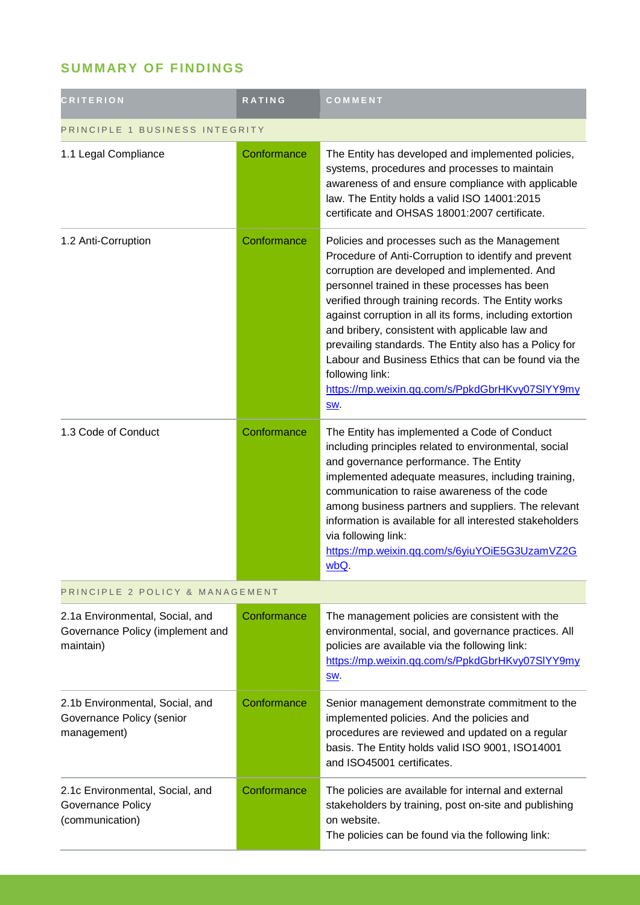## SUMMARY OF FINDINGS

| CRITERION | RATING | COMMENT |
|---|---|---|
| PRINCIPLE 1 BUSINESS INTEGRITY | | |
| 1.1 Legal Compliance | Conformance | The Entity has developed and implemented policies, systems, procedures and processes to maintain awareness of and ensure compliance with applicable law. The Entity holds a valid ISO 14001:2015 certificate and OHSAS 18001:2007 certificate. |
| 1.2 Anti-Corruption | Conformance | Policies and processes such as the Management Procedure of Anti-Corruption to identify and prevent corruption are developed and implemented. And personnel trained in these processes has been verified through training records. The Entity works against corruption in all its forms, including extortion and bribery, consistent with applicable law and prevailing standards. The Entity also has a Policy for Labour and Business Ethics that can be found via the following link: https://mp.weixin.qq.com/s/PpkdGbrHKvy07SlYY9mysw. |
| 1.3 Code of Conduct | Conformance | The Entity has implemented a Code of Conduct including principles related to environmental, social and governance performance. The Entity implemented adequate measures, including training, communication to raise awareness of the code among business partners and suppliers. The relevant information is available for all interested stakeholders via following link: https://mp.weixin.qq.com/s/6yiuYOiE5G3UzamVZ2GwbQ. |
| PRINCIPLE 2 POLICY & MANAGEMENT | | |
| 2.1a Environmental, Social, and Governance Policy (implement and maintain) | Conformance | The management policies are consistent with the environmental, social, and governance practices. All policies are available via the following link: https://mp.weixin.qq.com/s/PpkdGbrHKvy07SlYY9mysw. |
| 2.1b Environmental, Social, and Governance Policy (senior management) | Conformance | Senior management demonstrate commitment to the implemented policies. And the policies and procedures are reviewed and updated on a regular basis. The Entity holds valid ISO 9001, ISO14001 and ISO45001 certificates. |
| 2.1c Environmental, Social, and Governance Policy (communication) | Conformance | The policies are available for internal and external stakeholders by training, post on-site and publishing on website.<br>The policies can be found via the following link: |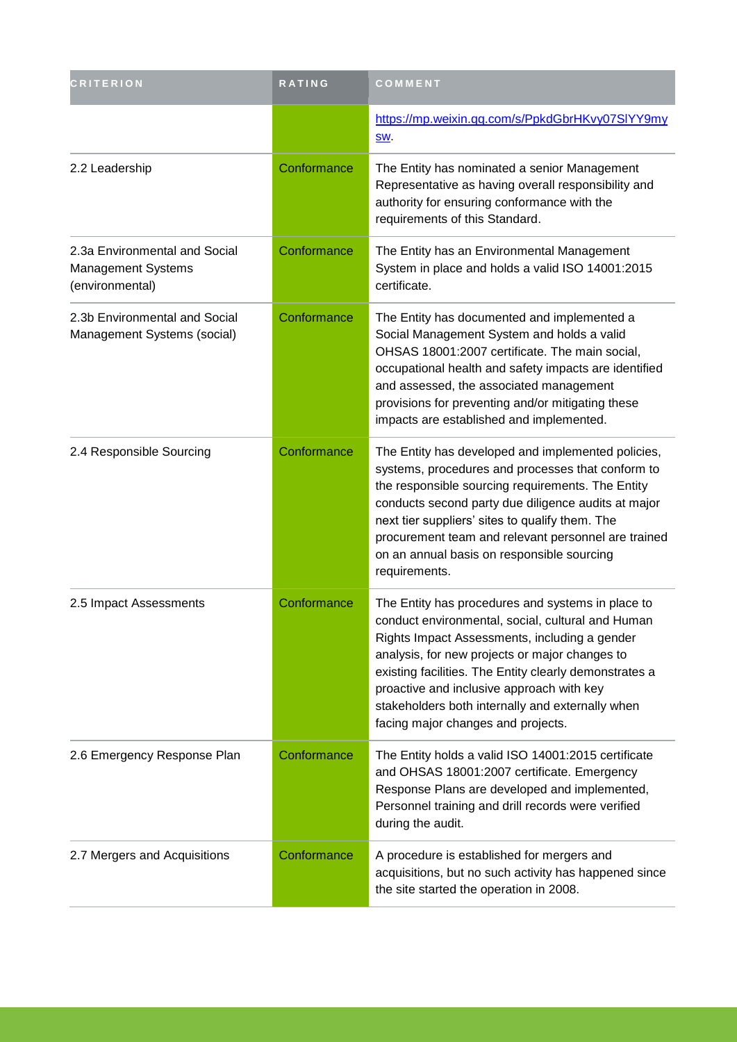| CRITERION | RATING | COMMENT |
|---|---|---|
| | | https://mp.weixin.qq.com/s/PpkdGbrHKvy07SlYY9mysw. |
| 2.2 Leadership | Conformance | The Entity has nominated a senior Management Representative as having overall responsibility and authority for ensuring conformance with the requirements of this Standard. |
| 2.3a Environmental and Social Management Systems (environmental) | Conformance | The Entity has an Environmental Management System in place and holds a valid ISO 14001:2015 certificate. |
| 2.3b Environmental and Social Management Systems (social) | Conformance | The Entity has documented and implemented a Social Management System and holds a valid OHSAS 18001:2007 certificate. The main social, occupational health and safety impacts are identified and assessed, the associated management provisions for preventing and/or mitigating these impacts are established and implemented. |
| 2.4 Responsible Sourcing | Conformance | The Entity has developed and implemented policies, systems, procedures and processes that conform to the responsible sourcing requirements. The Entity conducts second party due diligence audits at major next tier suppliers' sites to qualify them. The procurement team and relevant personnel are trained on an annual basis on responsible sourcing requirements. |
| 2.5 Impact Assessments | Conformance | The Entity has procedures and systems in place to conduct environmental, social, cultural and Human Rights Impact Assessments, including a gender analysis, for new projects or major changes to existing facilities. The Entity clearly demonstrates a proactive and inclusive approach with key stakeholders both internally and externally when facing major changes and projects. |
| 2.6 Emergency Response Plan | Conformance | The Entity holds a valid ISO 14001:2015 certificate and OHSAS 18001:2007 certificate. Emergency Response Plans are developed and implemented, Personnel training and drill records were verified during the audit. |
| 2.7 Mergers and Acquisitions | Conformance | A procedure is established for mergers and acquisitions, but no such activity has happened since the site started the operation in 2008. |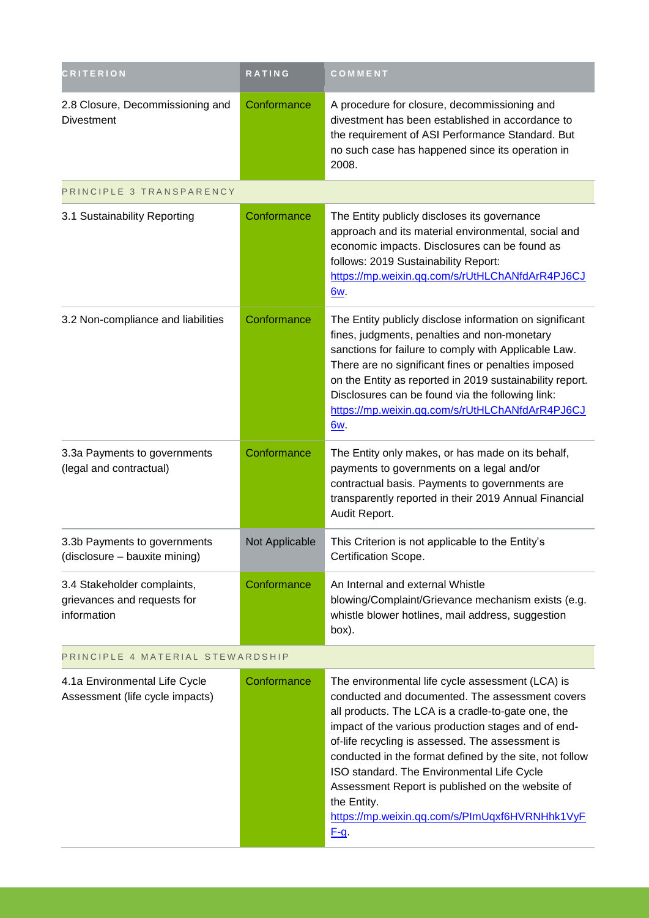| CRITERION | RATING | COMMENT |
|---|---|---|
| 2.8 Closure, Decommissioning and Divestment | Conformance | A procedure for closure, decommissioning and divestment has been established in accordance to the requirement of ASI Performance Standard. But no such case has happened since its operation in 2008. |
| PRINCIPLE 3 TRANSPARENCY | | |
| 3.1 Sustainability Reporting | Conformance | The Entity publicly discloses its governance approach and its material environmental, social and economic impacts. Disclosures can be found as follows: 2019 Sustainability Report: https://mp.weixin.qq.com/s/rUtHLChANfdArR4PJ6CJ6w. |
| 3.2 Non-compliance and liabilities | Conformance | The Entity publicly disclose information on significant fines, judgments, penalties and non-monetary sanctions for failure to comply with Applicable Law. There are no significant fines or penalties imposed on the Entity as reported in 2019 sustainability report. Disclosures can be found via the following link: https://mp.weixin.qq.com/s/rUtHLChANfdArR4PJ6CJ6w. |
| 3.3a Payments to governments (legal and contractual) | Conformance | The Entity only makes, or has made on its behalf, payments to governments on a legal and/or contractual basis. Payments to governments are transparently reported in their 2019 Annual Financial Audit Report. |
| 3.3b Payments to governments (disclosure – bauxite mining) | Not Applicable | This Criterion is not applicable to the Entity's Certification Scope. |
| 3.4 Stakeholder complaints, grievances and requests for information | Conformance | An Internal and external Whistle blowing/Complaint/Grievance mechanism exists (e.g. whistle blower hotlines, mail address, suggestion box). |
| PRINCIPLE 4 MATERIAL STEWARDSHIP | | |
| 4.1a Environmental Life Cycle Assessment (life cycle impacts) | Conformance | The environmental life cycle assessment (LCA) is conducted and documented. The assessment covers all products. The LCA is a cradle-to-gate one, the impact of the various production stages and of end-of-life recycling is assessed. The assessment is conducted in the format defined by the site, not follow ISO standard. The Environmental Life Cycle Assessment Report is published on the website of the Entity. https://mp.weixin.qq.com/s/PlmUqxf6HVRNHhk1VyFF-g. |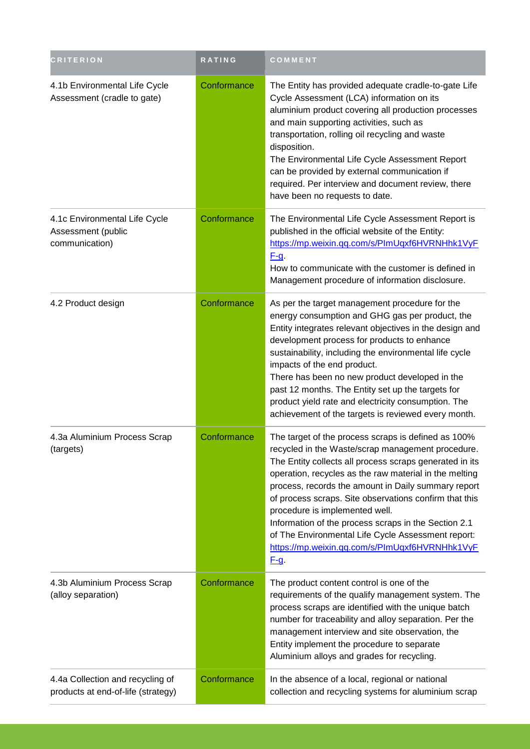| CRITERION | RATING | COMMENT |
| --- | --- | --- |
| 4.1b Environmental Life Cycle Assessment (cradle to gate) | Conformance | The Entity has provided adequate cradle-to-gate Life Cycle Assessment (LCA) information on its aluminium product covering all production processes and main supporting activities, such as transportation, rolling oil recycling and waste disposition.<br>The Environmental Life Cycle Assessment Report can be provided by external communication if required. Per interview and document review, there have been no requests to date. |
| 4.1c Environmental Life Cycle Assessment (public communication) | Conformance | The Environmental Life Cycle Assessment Report is published in the official website of the Entity: https://mp.weixin.qq.com/s/PImUqxf6HVRNHhk1VyFF-g.<br>How to communicate with the customer is defined in Management procedure of information disclosure. |
| 4.2 Product design | Conformance | As per the target management procedure for the energy consumption and GHG gas per product, the Entity integrates relevant objectives in the design and development process for products to enhance sustainability, including the environmental life cycle impacts of the end product.<br>There has been no new product developed in the past 12 months. The Entity set up the targets for product yield rate and electricity consumption. The achievement of the targets is reviewed every month. |
| 4.3a Aluminium Process Scrap (targets) | Conformance | The target of the process scraps is defined as 100% recycled in the Waste/scrap management procedure. The Entity collects all process scraps generated in its operation, recycles as the raw material in the melting process, records the amount in Daily summary report of process scraps. Site observations confirm that this procedure is implemented well.<br>Information of the process scraps in the Section 2.1 of The Environmental Life Cycle Assessment report: https://mp.weixin.qq.com/s/PImUqxf6HVRNHhk1VyFF-g. |
| 4.3b Aluminium Process Scrap (alloy separation) | Conformance | The product content control is one of the requirements of the qualify management system. The process scraps are identified with the unique batch number for traceability and alloy separation. Per the management interview and site observation, the Entity implement the procedure to separate Aluminium alloys and grades for recycling. |
| 4.4a Collection and recycling of products at end-of-life (strategy) | Conformance | In the absence of a local, regional or national collection and recycling systems for aluminium scrap |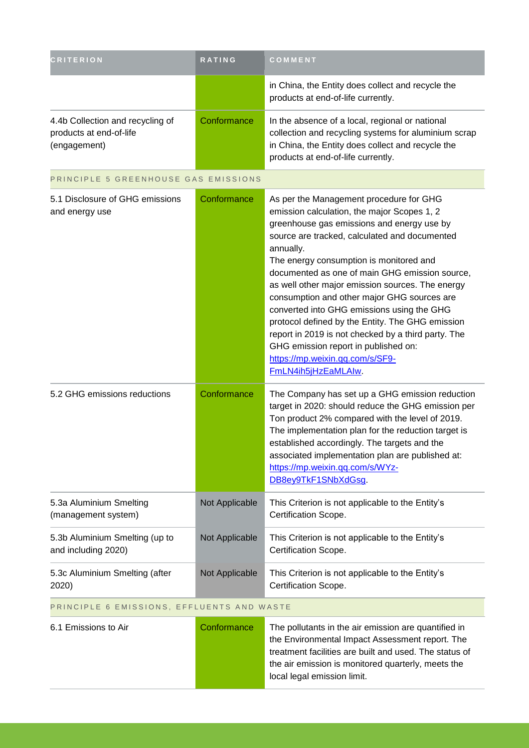| CRITERION | RATING | COMMENT |
|---|---|---|
| | | in China, the Entity does collect and recycle the products at end-of-life currently. |
| 4.4b Collection and recycling of products at end-of-life (engagement) | Conformance | In the absence of a local, regional or national collection and recycling systems for aluminium scrap in China, the Entity does collect and recycle the products at end-of-life currently. |
| PRINCIPLE 5 GREENHOUSE GAS EMISSIONS | | |
| 5.1 Disclosure of GHG emissions and energy use | Conformance | As per the Management procedure for GHG emission calculation, the major Scopes 1, 2 greenhouse gas emissions and energy use by source are tracked, calculated and documented annually.<br>The energy consumption is monitored and documented as one of main GHG emission source, as well other major emission sources. The energy consumption and other major GHG sources are converted into GHG emissions using the GHG protocol defined by the Entity. The GHG emission report in 2019 is not checked by a third party. The GHG emission report in published on: https://mp.weixin.qq.com/s/SF9-FmLN4ih5jHzEaMLAIw. |
| 5.2 GHG emissions reductions | Conformance | The Company has set up a GHG emission reduction target in 2020: should reduce the GHG emission per Ton product 2% compared with the level of 2019. The implementation plan for the reduction target is established accordingly. The targets and the associated implementation plan are published at: https://mp.weixin.qq.com/s/WYz-DB8ey9TkF1SNbXdGsg. |
| 5.3a Aluminium Smelting (management system) | Not Applicable | This Criterion is not applicable to the Entity's Certification Scope. |
| 5.3b Aluminium Smelting (up to and including 2020) | Not Applicable | This Criterion is not applicable to the Entity's Certification Scope. |
| 5.3c Aluminium Smelting (after 2020) | Not Applicable | This Criterion is not applicable to the Entity's Certification Scope. |
| PRINCIPLE 6 EMISSIONS, EFFLUENTS AND WASTE | | |
| 6.1 Emissions to Air | Conformance | The pollutants in the air emission are quantified in the Environmental Impact Assessment report. The treatment facilities are built and used. The status of the air emission is monitored quarterly, meets the local legal emission limit. |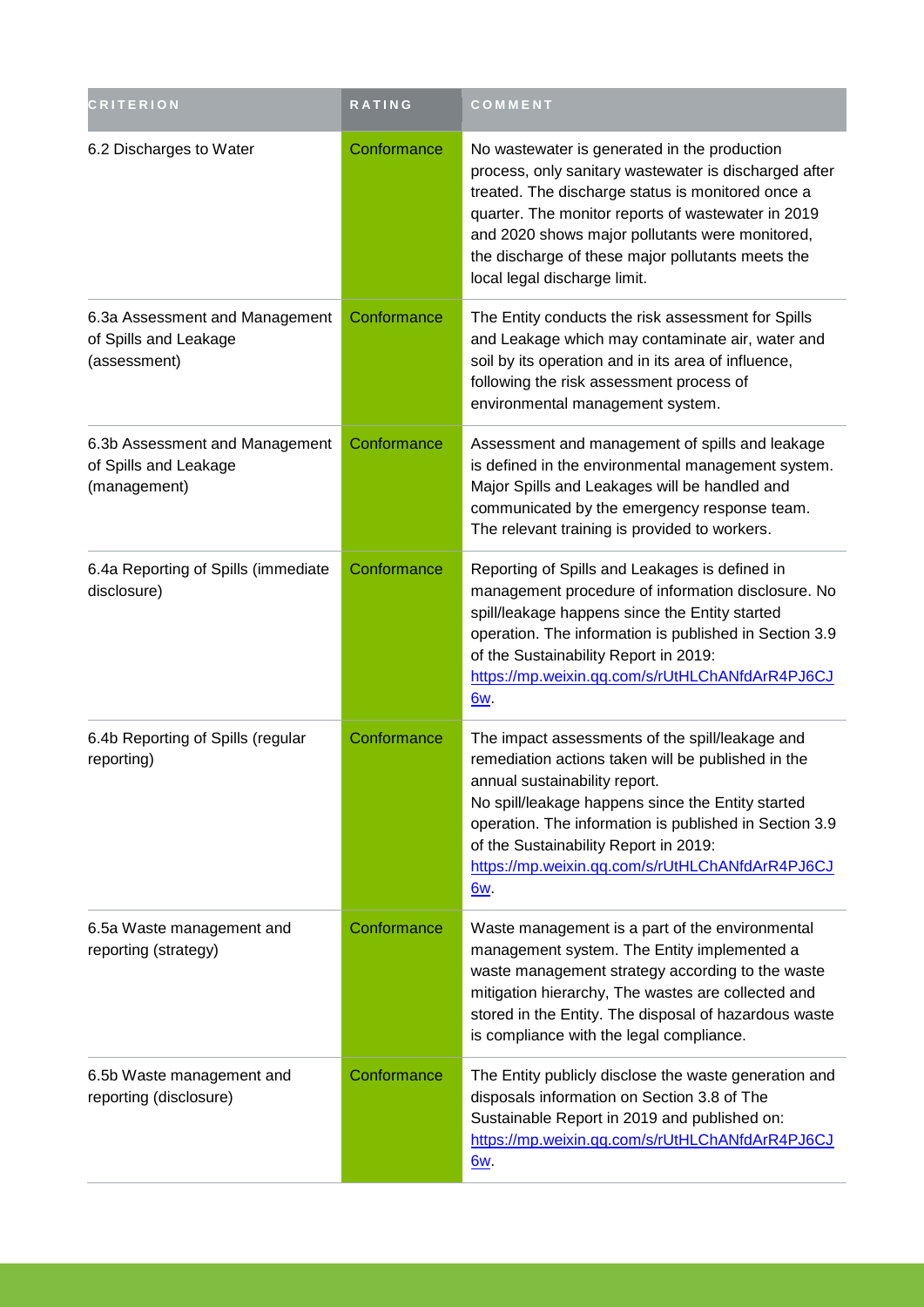| CRITERION | RATING | COMMENT |
|---|---|---|
| 6.2 Discharges to Water | Conformance | No wastewater is generated in the production process, only sanitary wastewater is discharged after treated. The discharge status is monitored once a quarter. The monitor reports of wastewater in 2019 and 2020 shows major pollutants were monitored, the discharge of these major pollutants meets the local legal discharge limit. |
| 6.3a Assessment and Management of Spills and Leakage (assessment) | Conformance | The Entity conducts the risk assessment for Spills and Leakage which may contaminate air, water and soil by its operation and in its area of influence, following the risk assessment process of environmental management system. |
| 6.3b Assessment and Management of Spills and Leakage (management) | Conformance | Assessment and management of spills and leakage is defined in the environmental management system. Major Spills and Leakages will be handled and communicated by the emergency response team. The relevant training is provided to workers. |
| 6.4a Reporting of Spills (immediate disclosure) | Conformance | Reporting of Spills and Leakages is defined in management procedure of information disclosure. No spill/leakage happens since the Entity started operation. The information is published in Section 3.9 of the Sustainability Report in 2019: https://mp.weixin.qq.com/s/rUtHLChANfdArR4PJ6CJ6w. |
| 6.4b Reporting of Spills (regular reporting) | Conformance | The impact assessments of the spill/leakage and remediation actions taken will be published in the annual sustainability report.<br>No spill/leakage happens since the Entity started operation. The information is published in Section 3.9 of the Sustainability Report in 2019: https://mp.weixin.qq.com/s/rUtHLChANfdArR4PJ6CJ6w. |
| 6.5a Waste management and reporting (strategy) | Conformance | Waste management is a part of the environmental management system. The Entity implemented a waste management strategy according to the waste mitigation hierarchy, The wastes are collected and stored in the Entity. The disposal of hazardous waste is compliance with the legal compliance. |
| 6.5b Waste management and reporting (disclosure) | Conformance | The Entity publicly disclose the waste generation and disposals information on Section 3.8 of The Sustainable Report in 2019 and published on: https://mp.weixin.qq.com/s/rUtHLChANfdArR4PJ6CJ6w. |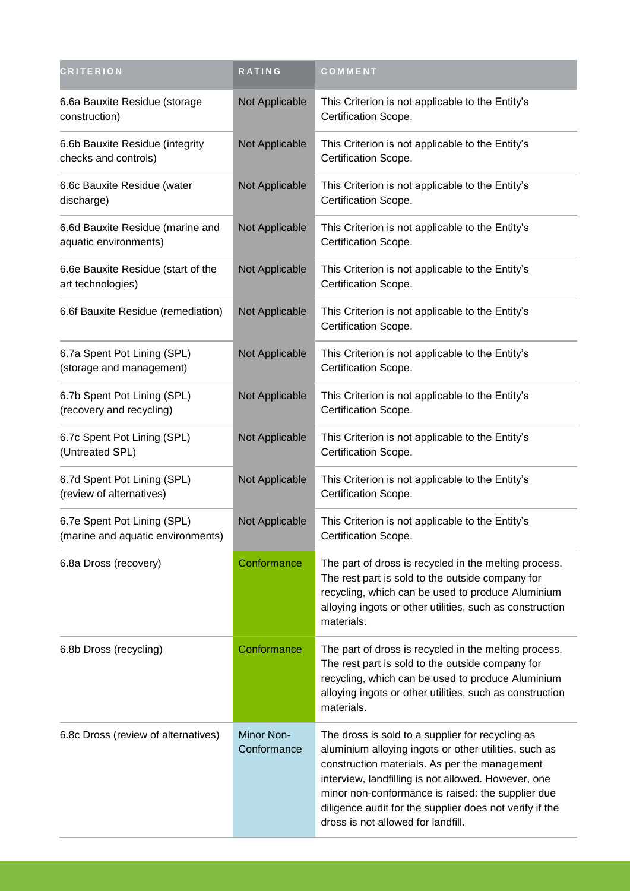| CRITERION | RATING | COMMENT |
| --- | --- | --- |
| 6.6a Bauxite Residue (storage construction) | Not Applicable | This Criterion is not applicable to the Entity's Certification Scope. |
| 6.6b Bauxite Residue (integrity checks and controls) | Not Applicable | This Criterion is not applicable to the Entity's Certification Scope. |
| 6.6c Bauxite Residue (water discharge) | Not Applicable | This Criterion is not applicable to the Entity's Certification Scope. |
| 6.6d Bauxite Residue (marine and aquatic environments) | Not Applicable | This Criterion is not applicable to the Entity's Certification Scope. |
| 6.6e Bauxite Residue (start of the art technologies) | Not Applicable | This Criterion is not applicable to the Entity's Certification Scope. |
| 6.6f Bauxite Residue (remediation) | Not Applicable | This Criterion is not applicable to the Entity's Certification Scope. |
| 6.7a Spent Pot Lining (SPL) (storage and management) | Not Applicable | This Criterion is not applicable to the Entity's Certification Scope. |
| 6.7b Spent Pot Lining (SPL) (recovery and recycling) | Not Applicable | This Criterion is not applicable to the Entity's Certification Scope. |
| 6.7c Spent Pot Lining (SPL) (Untreated SPL) | Not Applicable | This Criterion is not applicable to the Entity's Certification Scope. |
| 6.7d Spent Pot Lining (SPL) (review of alternatives) | Not Applicable | This Criterion is not applicable to the Entity's Certification Scope. |
| 6.7e Spent Pot Lining (SPL) (marine and aquatic environments) | Not Applicable | This Criterion is not applicable to the Entity's Certification Scope. |
| 6.8a Dross (recovery) | Conformance | The part of dross is recycled in the melting process. The rest part is sold to the outside company for recycling, which can be used to produce Aluminium alloying ingots or other utilities, such as construction materials. |
| 6.8b Dross (recycling) | Conformance | The part of dross is recycled in the melting process. The rest part is sold to the outside company for recycling, which can be used to produce Aluminium alloying ingots or other utilities, such as construction materials. |
| 6.8c Dross (review of alternatives) | Minor Non-Conformance | The dross is sold to a supplier for recycling as aluminium alloying ingots or other utilities, such as construction materials. As per the management interview, landfilling is not allowed. However, one minor non-conformance is raised: the supplier due diligence audit for the supplier does not verify if the dross is not allowed for landfill. |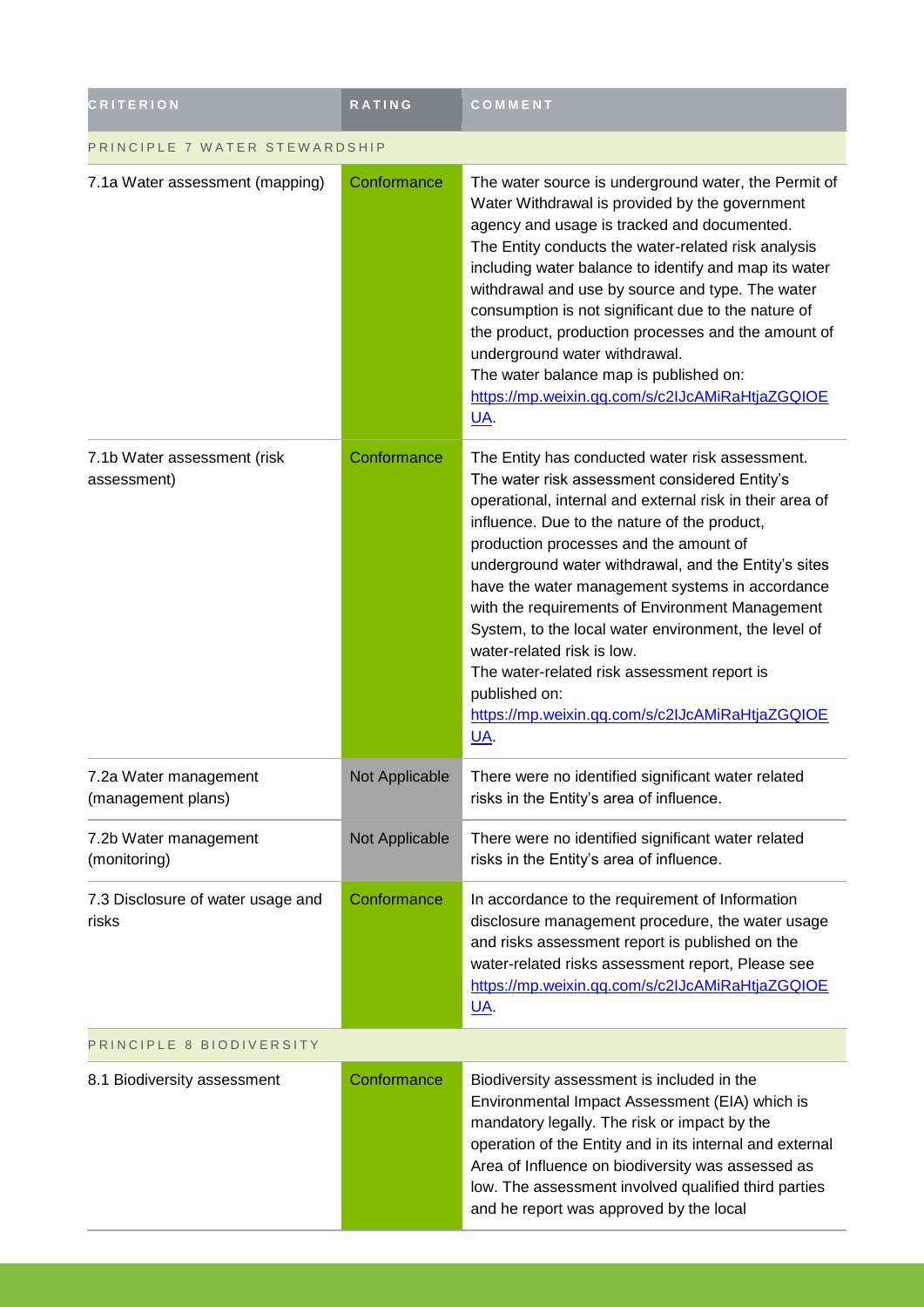| CRITERION | RATING | COMMENT |
|---|---|---|
| PRINCIPLE 7 WATER STEWARDSHIP | | |
| 7.1a Water assessment (mapping) | Conformance | The water source is underground water, the Permit of Water Withdrawal is provided by the government agency and usage is tracked and documented. The Entity conducts the water-related risk analysis including water balance to identify and map its water withdrawal and use by source and type. The water consumption is not significant due to the nature of the product, production processes and the amount of underground water withdrawal. The water balance map is published on: https://mp.weixin.qq.com/s/c2IJcAMiRaHtjaZGQIOEUA. |
| 7.1b Water assessment (risk assessment) | Conformance | The Entity has conducted water risk assessment. The water risk assessment considered Entity's operational, internal and external risk in their area of influence. Due to the nature of the product, production processes and the amount of underground water withdrawal, and the Entity's sites have the water management systems in accordance with the requirements of Environment Management System, to the local water environment, the level of water-related risk is low. The water-related risk assessment report is published on: https://mp.weixin.qq.com/s/c2IJcAMiRaHtjaZGQIOEUA. |
| 7.2a Water management (management plans) | Not Applicable | There were no identified significant water related risks in the Entity's area of influence. |
| 7.2b Water management (monitoring) | Not Applicable | There were no identified significant water related risks in the Entity's area of influence. |
| 7.3 Disclosure of water usage and risks | Conformance | In accordance to the requirement of Information disclosure management procedure, the water usage and risks assessment report is published on the water-related risks assessment report, Please see https://mp.weixin.qq.com/s/c2IJcAMiRaHtjaZGQIOEUA. |
| PRINCIPLE 8 BIODIVERSITY | | |
| 8.1 Biodiversity assessment | Conformance | Biodiversity assessment is included in the Environmental Impact Assessment (EIA) which is mandatory legally. The risk or impact by the operation of the Entity and in its internal and external Area of Influence on biodiversity was assessed as low. The assessment involved qualified third parties and he report was approved by the local |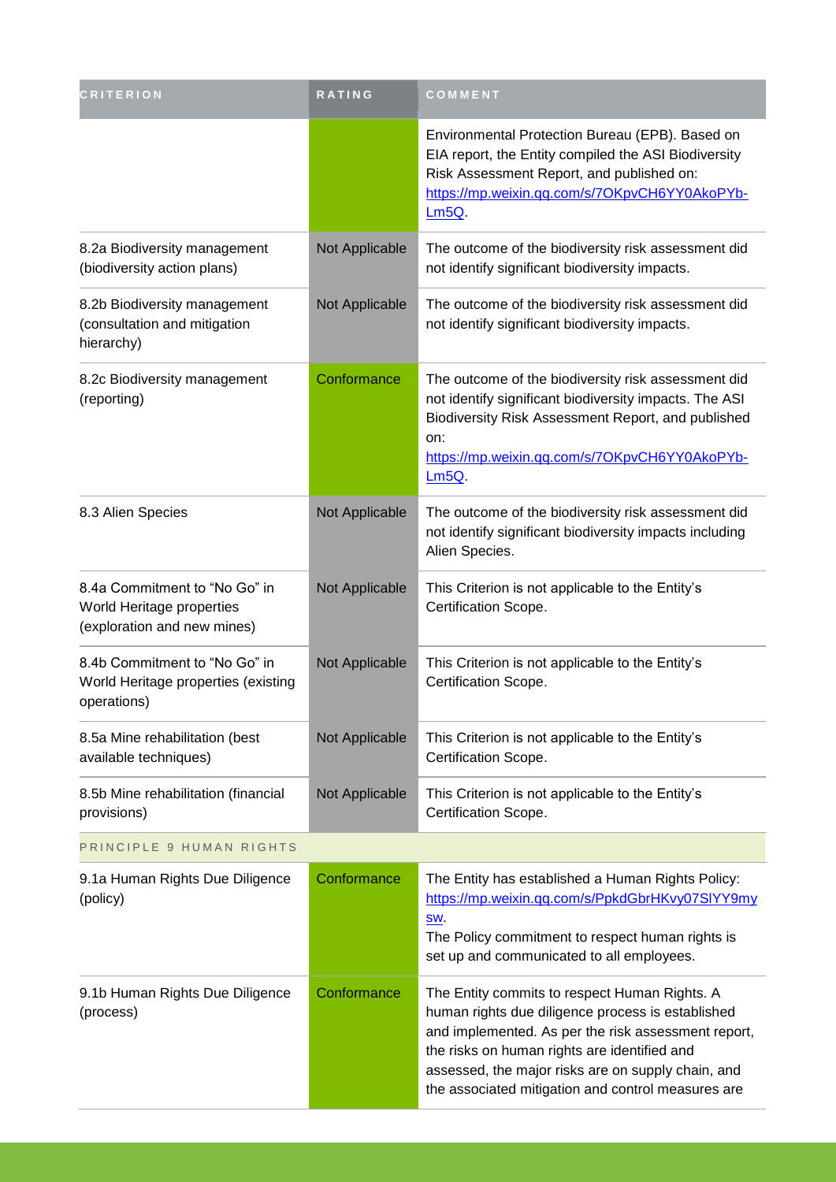| CRITERION | RATING | COMMENT |
|---|---|---|
| | | Environmental Protection Bureau (EPB). Based on EIA report, the Entity compiled the ASI Biodiversity Risk Assessment Report, and published on: https://mp.weixin.qq.com/s/7OKpvCH6YY0AkoPYb-Lm5Q. |
| 8.2a Biodiversity management (biodiversity action plans) | Not Applicable | The outcome of the biodiversity risk assessment did not identify significant biodiversity impacts. |
| 8.2b Biodiversity management (consultation and mitigation hierarchy) | Not Applicable | The outcome of the biodiversity risk assessment did not identify significant biodiversity impacts. |
| 8.2c Biodiversity management (reporting) | Conformance | The outcome of the biodiversity risk assessment did not identify significant biodiversity impacts. The ASI Biodiversity Risk Assessment Report, and published on: https://mp.weixin.qq.com/s/7OKpvCH6YY0AkoPYb-Lm5Q. |
| 8.3 Alien Species | Not Applicable | The outcome of the biodiversity risk assessment did not identify significant biodiversity impacts including Alien Species. |
| 8.4a Commitment to "No Go" in World Heritage properties (exploration and new mines) | Not Applicable | This Criterion is not applicable to the Entity's Certification Scope. |
| 8.4b Commitment to "No Go" in World Heritage properties (existing operations) | Not Applicable | This Criterion is not applicable to the Entity's Certification Scope. |
| 8.5a Mine rehabilitation (best available techniques) | Not Applicable | This Criterion is not applicable to the Entity's Certification Scope. |
| 8.5b Mine rehabilitation (financial provisions) | Not Applicable | This Criterion is not applicable to the Entity's Certification Scope. |
| PRINCIPLE 9 HUMAN RIGHTS | | |
| 9.1a Human Rights Due Diligence (policy) | Conformance | The Entity has established a Human Rights Policy: https://mp.weixin.qq.com/s/PpkdGbrHKvy07SlYY9mysw. The Policy commitment to respect human rights is set up and communicated to all employees. |
| 9.1b Human Rights Due Diligence (process) | Conformance | The Entity commits to respect Human Rights. A human rights due diligence process is established and implemented. As per the risk assessment report, the risks on human rights are identified and assessed, the major risks are on supply chain, and the associated mitigation and control measures are |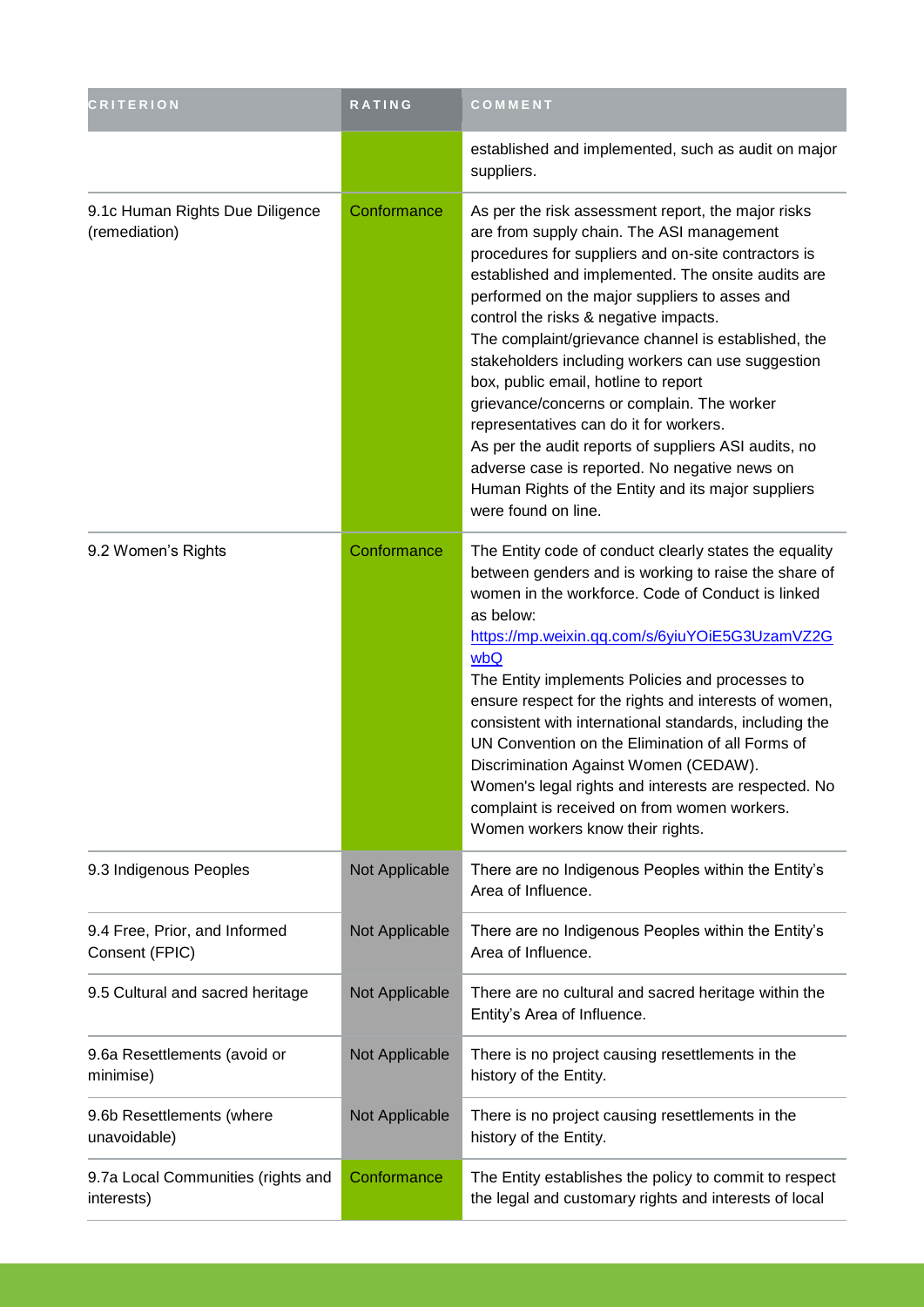| CRITERION | RATING | COMMENT |
| --- | --- | --- |
| | | established and implemented, such as audit on major suppliers. |
| 9.1c Human Rights Due Diligence (remediation) | Conformance | As per the risk assessment report, the major risks are from supply chain. The ASI management procedures for suppliers and on-site contractors is established and implemented. The onsite audits are performed on the major suppliers to asses and control the risks & negative impacts.<br>The complaint/grievance channel is established, the stakeholders including workers can use suggestion box, public email, hotline to report grievance/concerns or complain. The worker representatives can do it for workers.<br>As per the audit reports of suppliers ASI audits, no adverse case is reported. No negative news on Human Rights of the Entity and its major suppliers were found on line. |
| 9.2 Women's Rights | Conformance | The Entity code of conduct clearly states the equality between genders and is working to raise the share of women in the workforce. Code of Conduct is linked as below:<br>https://mp.weixin.qq.com/s/6yiuYOiE5G3UzamVZ2GwbQ<br>The Entity implements Policies and processes to ensure respect for the rights and interests of women, consistent with international standards, including the UN Convention on the Elimination of all Forms of Discrimination Against Women (CEDAW).<br>Women's legal rights and interests are respected. No complaint is received on from women workers. Women workers know their rights. |
| 9.3 Indigenous Peoples | Not Applicable | There are no Indigenous Peoples within the Entity's Area of Influence. |
| 9.4 Free, Prior, and Informed Consent (FPIC) | Not Applicable | There are no Indigenous Peoples within the Entity's Area of Influence. |
| 9.5 Cultural and sacred heritage | Not Applicable | There are no cultural and sacred heritage within the Entity's Area of Influence. |
| 9.6a Resettlements (avoid or minimise) | Not Applicable | There is no project causing resettlements in the history of the Entity. |
| 9.6b Resettlements (where unavoidable) | Not Applicable | There is no project causing resettlements in the history of the Entity. |
| 9.7a Local Communities (rights and interests) | Conformance | The Entity establishes the policy to commit to respect the legal and customary rights and interests of local |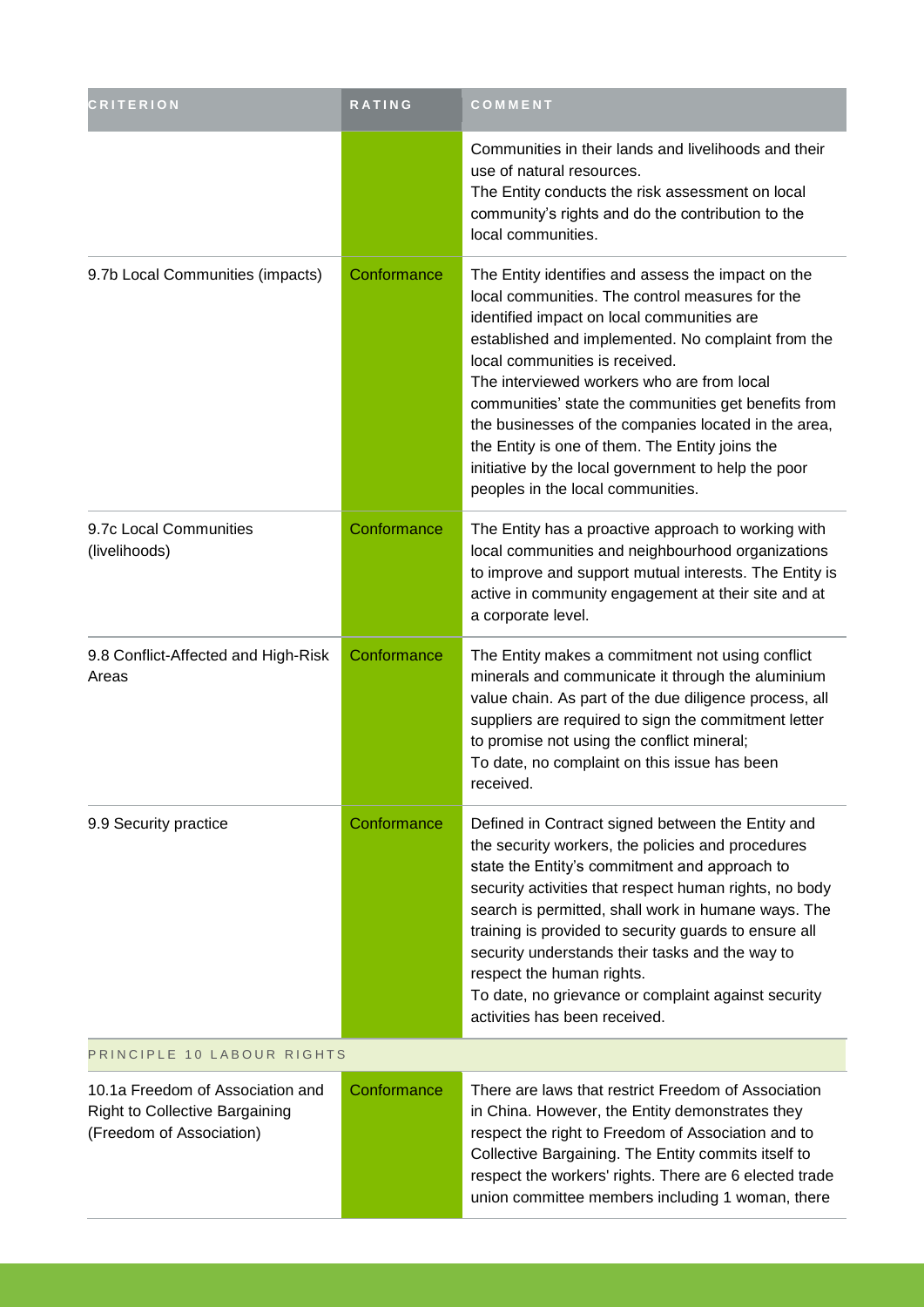| CRITERION | RATING | COMMENT |
| --- | --- | --- |
| | | Communities in their lands and livelihoods and their use of natural resources.<br>The Entity conducts the risk assessment on local community's rights and do the contribution to the local communities. |
| 9.7b Local Communities (impacts) | Conformance | The Entity identifies and assess the impact on the local communities. The control measures for the identified impact on local communities are established and implemented. No complaint from the local communities is received.<br>The interviewed workers who are from local communities' state the communities get benefits from the businesses of the companies located in the area, the Entity is one of them. The Entity joins the initiative by the local government to help the poor peoples in the local communities. |
| 9.7c Local Communities (livelihoods) | Conformance | The Entity has a proactive approach to working with local communities and neighbourhood organizations to improve and support mutual interests. The Entity is active in community engagement at their site and at a corporate level. |
| 9.8 Conflict-Affected and High-Risk Areas | Conformance | The Entity makes a commitment not using conflict minerals and communicate it through the aluminium value chain. As part of the due diligence process, all suppliers are required to sign the commitment letter to promise not using the conflict mineral;<br>To date, no complaint on this issue has been received. |
| 9.9 Security practice | Conformance | Defined in Contract signed between the Entity and the security workers, the policies and procedures state the Entity's commitment and approach to security activities that respect human rights, no body search is permitted, shall work in humane ways. The training is provided to security guards to ensure all security understands their tasks and the way to respect the human rights.<br>To date, no grievance or complaint against security activities has been received. |
| PRINCIPLE 10 LABOUR RIGHTS | | |
| 10.1a Freedom of Association and Right to Collective Bargaining (Freedom of Association) | Conformance | There are laws that restrict Freedom of Association in China. However, the Entity demonstrates they respect the right to Freedom of Association and to Collective Bargaining. The Entity commits itself to respect the workers' rights. There are 6 elected trade union committee members including 1 woman, there |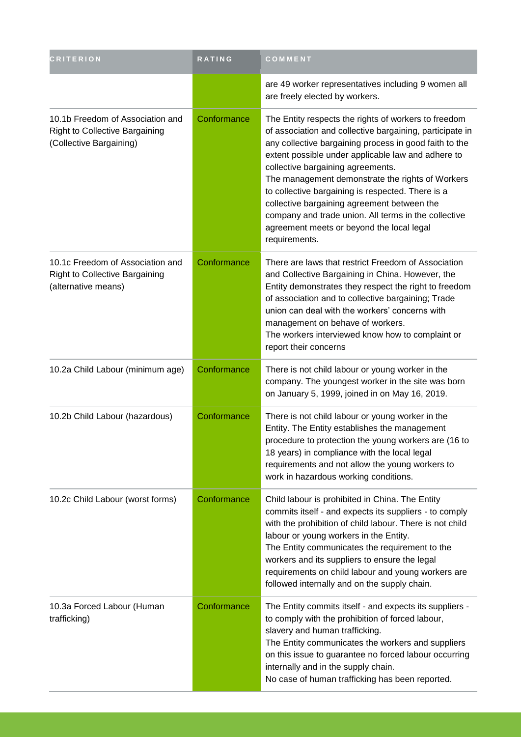| CRITERION | RATING | COMMENT |
| --- | --- | --- |
| | | are 49 worker representatives including 9 women all are freely elected by workers. |
| 10.1b Freedom of Association and Right to Collective Bargaining (Collective Bargaining) | Conformance | The Entity respects the rights of workers to freedom of association and collective bargaining, participate in any collective bargaining process in good faith to the extent possible under applicable law and adhere to collective bargaining agreements.<br>The management demonstrate the rights of Workers to collective bargaining is respected. There is a collective bargaining agreement between the company and trade union. All terms in the collective agreement meets or beyond the local legal requirements. |
| 10.1c Freedom of Association and Right to Collective Bargaining (alternative means) | Conformance | There are laws that restrict Freedom of Association and Collective Bargaining in China. However, the Entity demonstrates they respect the right to freedom of association and to collective bargaining; Trade union can deal with the workers' concerns with management on behave of workers.<br>The workers interviewed know how to complaint or report their concerns |
| 10.2a Child Labour (minimum age) | Conformance | There is not child labour or young worker in the company. The youngest worker in the site was born on January 5, 1999, joined in on May 16, 2019. |
| 10.2b Child Labour (hazardous) | Conformance | There is not child labour or young worker in the Entity. The Entity establishes the management procedure to protection the young workers are (16 to 18 years) in compliance with the local legal requirements and not allow the young workers to work in hazardous working conditions. |
| 10.2c Child Labour (worst forms) | Conformance | Child labour is prohibited in China. The Entity commits itself - and expects its suppliers - to comply with the prohibition of child labour. There is not child labour or young workers in the Entity.<br>The Entity communicates the requirement to the workers and its suppliers to ensure the legal requirements on child labour and young workers are followed internally and on the supply chain. |
| 10.3a Forced Labour (Human trafficking) | Conformance | The Entity commits itself - and expects its suppliers - to comply with the prohibition of forced labour, slavery and human trafficking.<br>The Entity communicates the workers and suppliers on this issue to guarantee no forced labour occurring internally and in the supply chain.<br>No case of human trafficking has been reported. |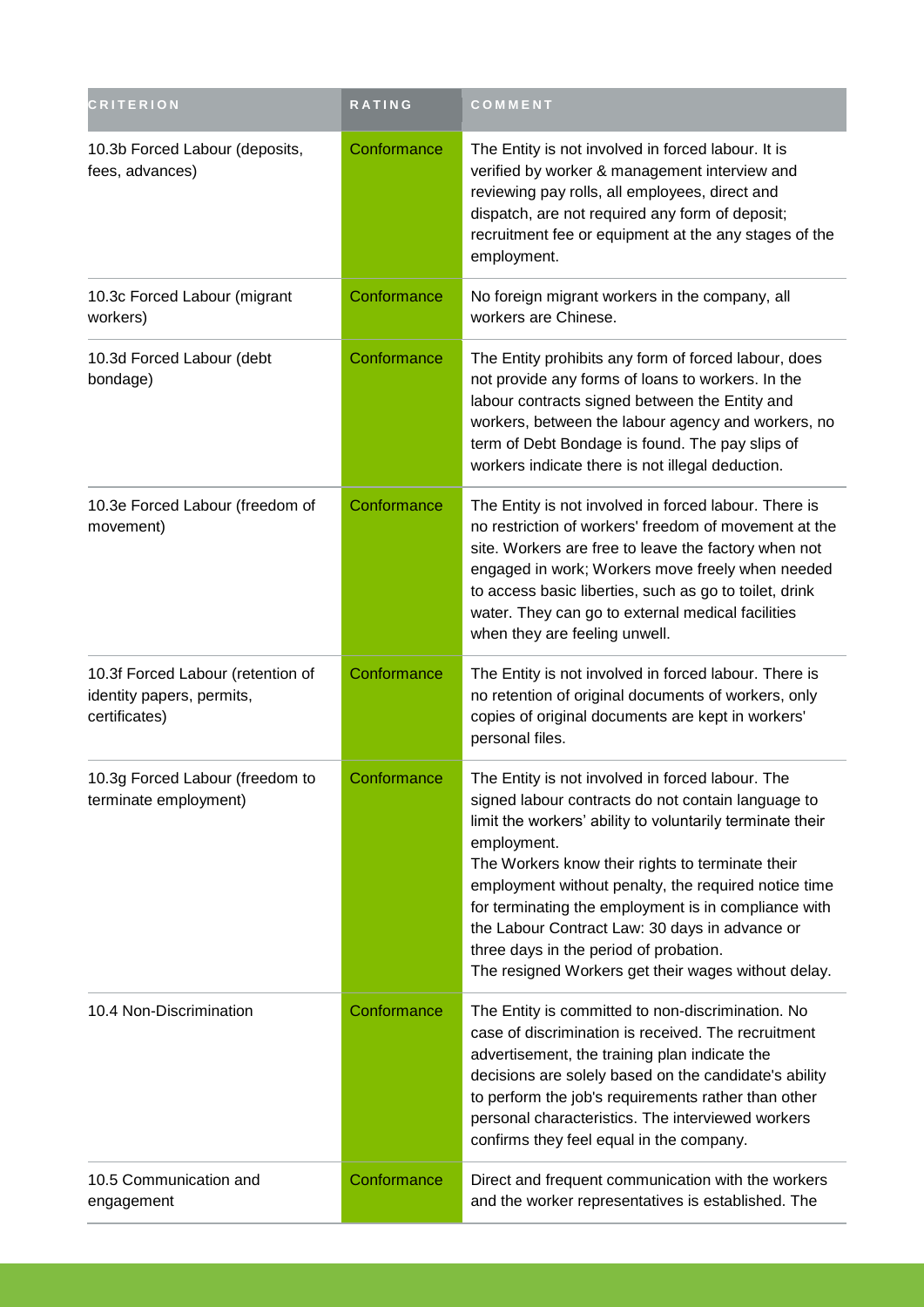| CRITERION | RATING | COMMENT |
| --- | --- | --- |
| 10.3b Forced Labour (deposits, fees, advances) | Conformance | The Entity is not involved in forced labour. It is verified by worker & management interview and reviewing pay rolls, all employees, direct and dispatch, are not required any form of deposit; recruitment fee or equipment at the any stages of the employment. |
| 10.3c Forced Labour (migrant workers) | Conformance | No foreign migrant workers in the company, all workers are Chinese. |
| 10.3d Forced Labour (debt bondage) | Conformance | The Entity prohibits any form of forced labour, does not provide any forms of loans to workers. In the labour contracts signed between the Entity and workers, between the labour agency and workers, no term of Debt Bondage is found. The pay slips of workers indicate there is not illegal deduction. |
| 10.3e Forced Labour (freedom of movement) | Conformance | The Entity is not involved in forced labour. There is no restriction of workers' freedom of movement at the site. Workers are free to leave the factory when not engaged in work; Workers move freely when needed to access basic liberties, such as go to toilet, drink water. They can go to external medical facilities when they are feeling unwell. |
| 10.3f Forced Labour (retention of identity papers, permits, certificates) | Conformance | The Entity is not involved in forced labour. There is no retention of original documents of workers, only copies of original documents are kept in workers' personal files. |
| 10.3g Forced Labour (freedom to terminate employment) | Conformance | The Entity is not involved in forced labour. The signed labour contracts do not contain language to limit the workers' ability to voluntarily terminate their employment.<br>The Workers know their rights to terminate their employment without penalty, the required notice time for terminating the employment is in compliance with the Labour Contract Law: 30 days in advance or three days in the period of probation.<br>The resigned Workers get their wages without delay. |
| 10.4 Non-Discrimination | Conformance | The Entity is committed to non-discrimination. No case of discrimination is received. The recruitment advertisement, the training plan indicate the decisions are solely based on the candidate's ability to perform the job's requirements rather than other personal characteristics. The interviewed workers confirms they feel equal in the company. |
| 10.5 Communication and engagement | Conformance | Direct and frequent communication with the workers and the worker representatives is established. The |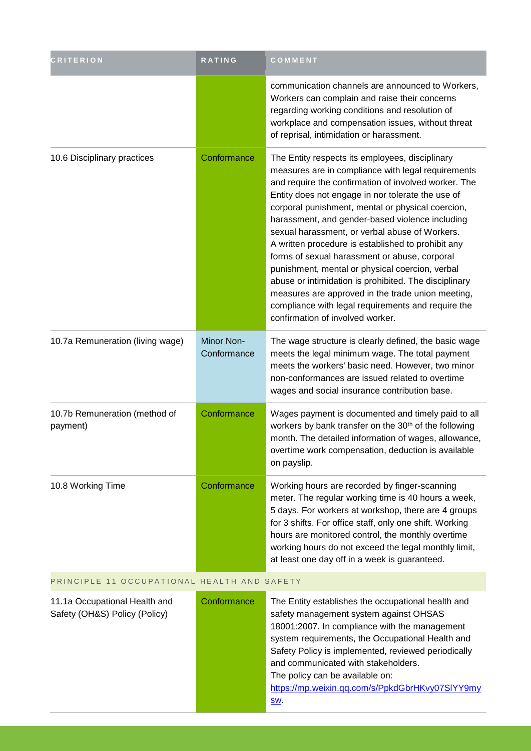| CRITERION | RATING | COMMENT |
|---|---|---|
| | | communication channels are announced to Workers, Workers can complain and raise their concerns regarding working conditions and resolution of workplace and compensation issues, without threat of reprisal, intimidation or harassment. |
| 10.6 Disciplinary practices | Conformance | The Entity respects its employees, disciplinary measures are in compliance with legal requirements and require the confirmation of involved worker. The Entity does not engage in nor tolerate the use of corporal punishment, mental or physical coercion, harassment, and gender-based violence including sexual harassment, or verbal abuse of Workers.<br>A written procedure is established to prohibit any forms of sexual harassment or abuse, corporal punishment, mental or physical coercion, verbal abuse or intimidation is prohibited. The disciplinary measures are approved in the trade union meeting, compliance with legal requirements and require the confirmation of involved worker. |
| 10.7a Remuneration (living wage) | Minor Non-Conformance | The wage structure is clearly defined, the basic wage meets the legal minimum wage. The total payment meets the workers' basic need. However, two minor non-conformances are issued related to overtime wages and social insurance contribution base. |
| 10.7b Remuneration (method of payment) | Conformance | Wages payment is documented and timely paid to all workers by bank transfer on the 30th of the following month. The detailed information of wages, allowance, overtime work compensation, deduction is available on payslip. |
| 10.8 Working Time | Conformance | Working hours are recorded by finger-scanning meter. The regular working time is 40 hours a week, 5 days. For workers at workshop, there are 4 groups for 3 shifts. For office staff, only one shift. Working hours are monitored control, the monthly overtime working hours do not exceed the legal monthly limit, at least one day off in a week is guaranteed. |
| PRINCIPLE 11 OCCUPATIONAL HEALTH AND SAFETY | | |
| 11.1a Occupational Health and Safety (OH&S) Policy (Policy) | Conformance | The Entity establishes the occupational health and safety management system against OHSAS 18001:2007. In compliance with the management system requirements, the Occupational Health and Safety Policy is implemented, reviewed periodically and communicated with stakeholders.<br>The policy can be available on: https://mp.weixin.qq.com/s/PpkdGbrHKvy07SlYY9mysw. |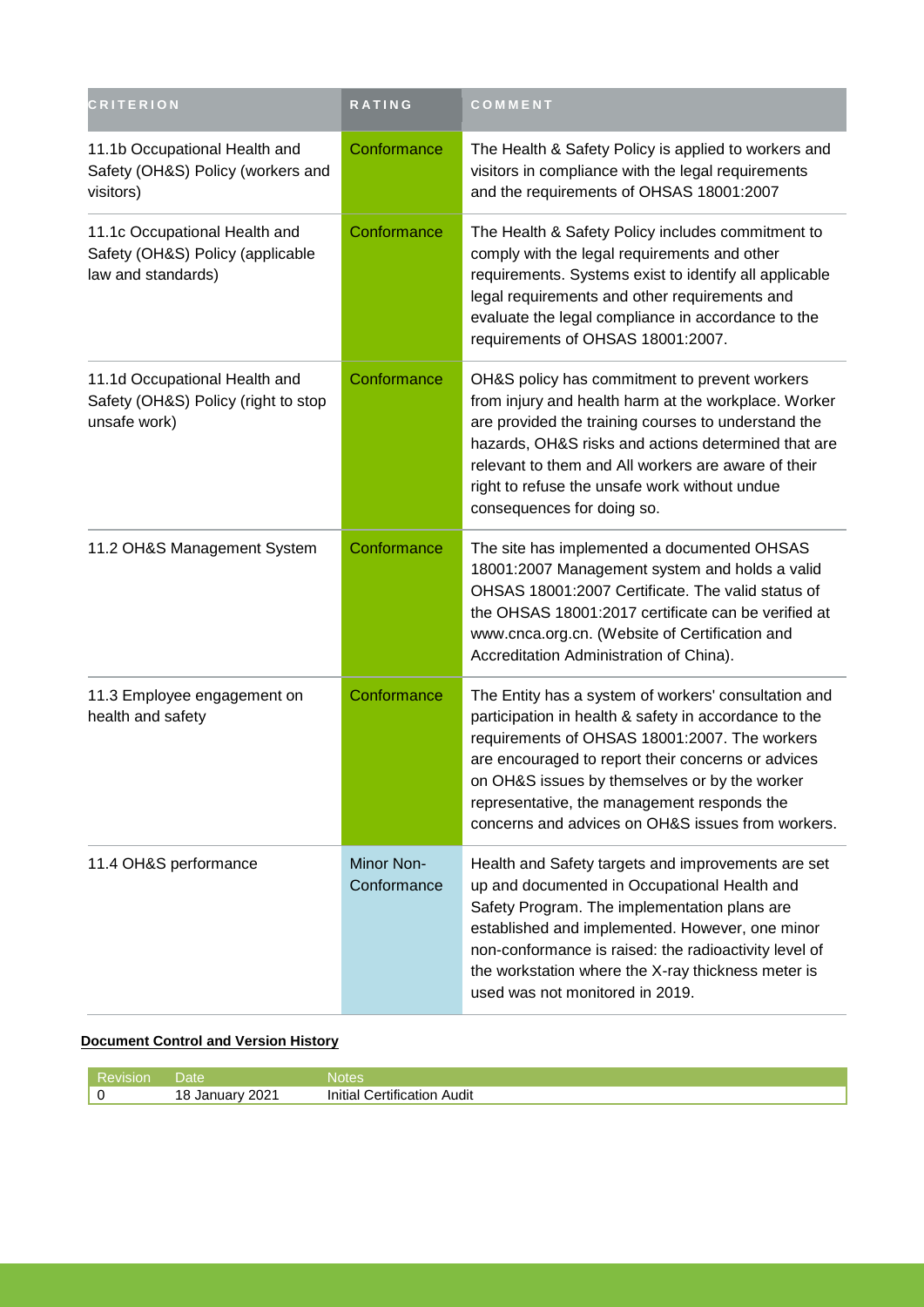| CRITERION | RATING | COMMENT |
| --- | --- | --- |
| 11.1b Occupational Health and Safety (OH&S) Policy (workers and visitors) | Conformance | The Health & Safety Policy is applied to workers and visitors in compliance with the legal requirements and the requirements of OHSAS 18001:2007 |
| 11.1c Occupational Health and Safety (OH&S) Policy (applicable law and standards) | Conformance | The Health & Safety Policy includes commitment to comply with the legal requirements and other requirements. Systems exist to identify all applicable legal requirements and other requirements and evaluate the legal compliance in accordance to the requirements of OHSAS 18001:2007. |
| 11.1d Occupational Health and Safety (OH&S) Policy (right to stop unsafe work) | Conformance | OH&S policy has commitment to prevent workers from injury and health harm at the workplace. Worker are provided the training courses to understand the hazards, OH&S risks and actions determined that are relevant to them and All workers are aware of their right to refuse the unsafe work without undue consequences for doing so. |
| 11.2 OH&S Management System | Conformance | The site has implemented a documented OHSAS 18001:2007 Management system and holds a valid OHSAS 18001:2007 Certificate. The valid status of the OHSAS 18001:2017 certificate can be verified at www.cnca.org.cn. (Website of Certification and Accreditation Administration of China). |
| 11.3 Employee engagement on health and safety | Conformance | The Entity has a system of workers' consultation and participation in health & safety in accordance to the requirements of OHSAS 18001:2007. The workers are encouraged to report their concerns or advices on OH&S issues by themselves or by the worker representative, the management responds the concerns and advices on OH&S issues from workers. |
| 11.4 OH&S performance | Minor Non-Conformance | Health and Safety targets and improvements are set up and documented in Occupational Health and Safety Program. The implementation plans are established and implemented. However, one minor non-conformance is raised: the radioactivity level of the workstation where the X-ray thickness meter is used was not monitored in 2019. |

**Document Control and Version History**

| Revision | Date | Notes |
| --- | --- | --- |
| 0 | 18 January 2021 | Initial Certification Audit |